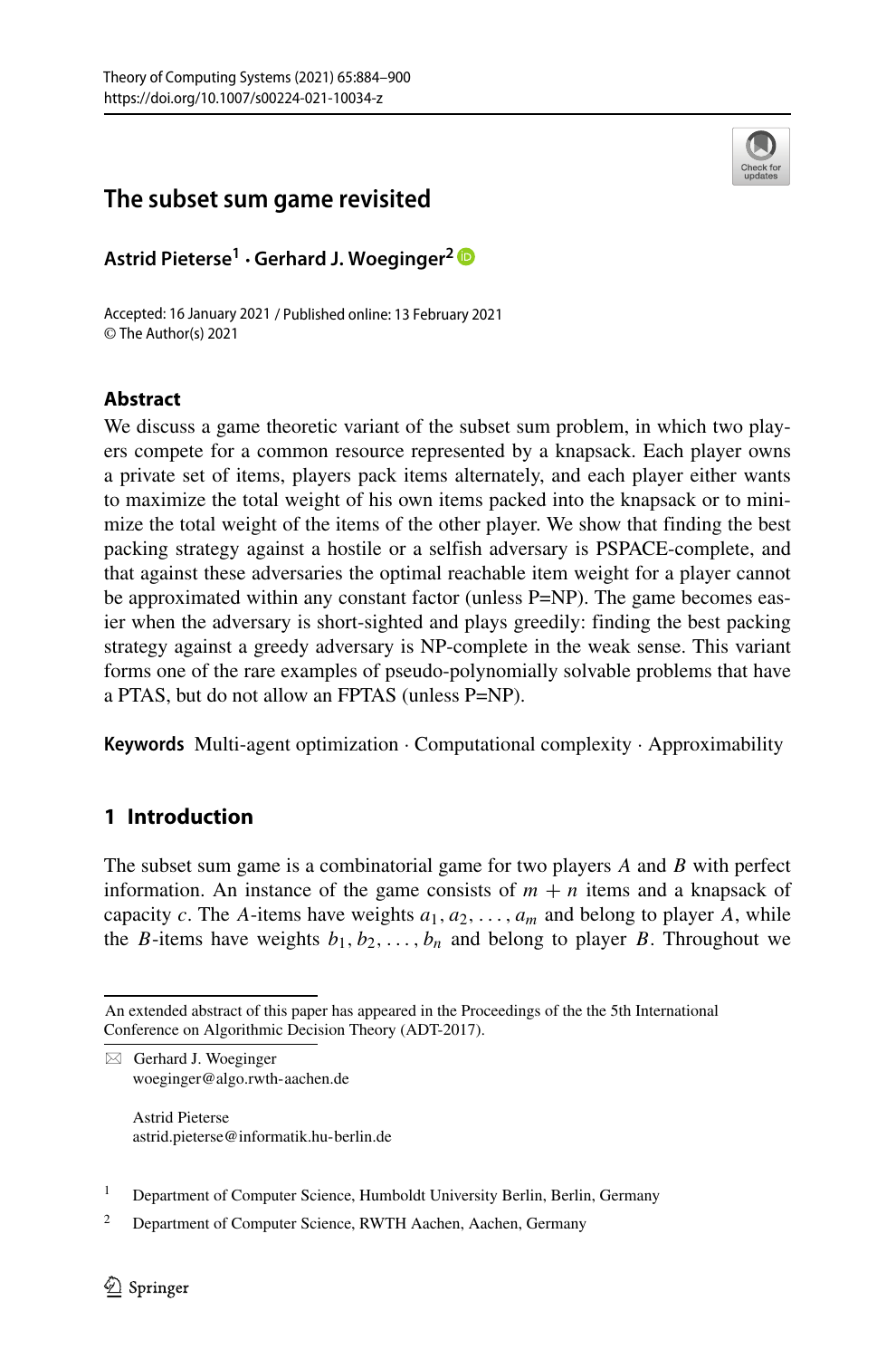# The subset sum game revisited

**Astrid Pieterse[1] · Gerhard J. Woeginger[2]**

Accepted: 16 January 2021 / Published online: 13 February 2021
© The Author(s) 2021

## Abstract

We discuss a game theoretic variant of the subset sum problem, in which two players compete for a common resource represented by a knapsack. Each player owns a private set of items, players pack items alternately, and each player either wants to maximize the total weight of his own items packed into the knapsack or to minimize the total weight of the items of the other player. We show that finding the best packing strategy against a hostile or a selfish adversary is PSPACE-complete, and that against these adversaries the optimal reachable item weight for a player cannot be approximated within any constant factor (unless P=NP). The game becomes easier when the adversary is short-sighted and plays greedily: finding the best packing strategy against a greedy adversary is NP-complete in the weak sense. This variant forms one of the rare examples of pseudo-polynomially solvable problems that have a PTAS, but do not allow an FPTAS (unless P=NP).

**Keywords** Multi-agent optimization · Computational complexity · Approximability

## 1 Introduction

The subset sum game is a combinatorial game for two players $A$ and $B$ with perfect information. An instance of the game consists of $m + n$ items and a knapsack of capacity $c$. The $A$-items have weights $a_1, a_2, \ldots, a_m$ and belong to player $A$, while the $B$-items have weights $b_1, b_2, \ldots, b_n$ and belong to player $B$. Throughout we

---

An extended abstract of this paper has appeared in the Proceedings of the the 5th International Conference on Algorithmic Decision Theory (ADT-2017).

✉ Gerhard J. Woeginger
woeginger@algo.rwth-aachen.de

Astrid Pieterse
astrid.pieterse@informatik.hu-berlin.de

[1] Department of Computer Science, Humboldt University Berlin, Berlin, Germany

[2] Department of Computer Science, RWTH Aachen, Aachen, Germany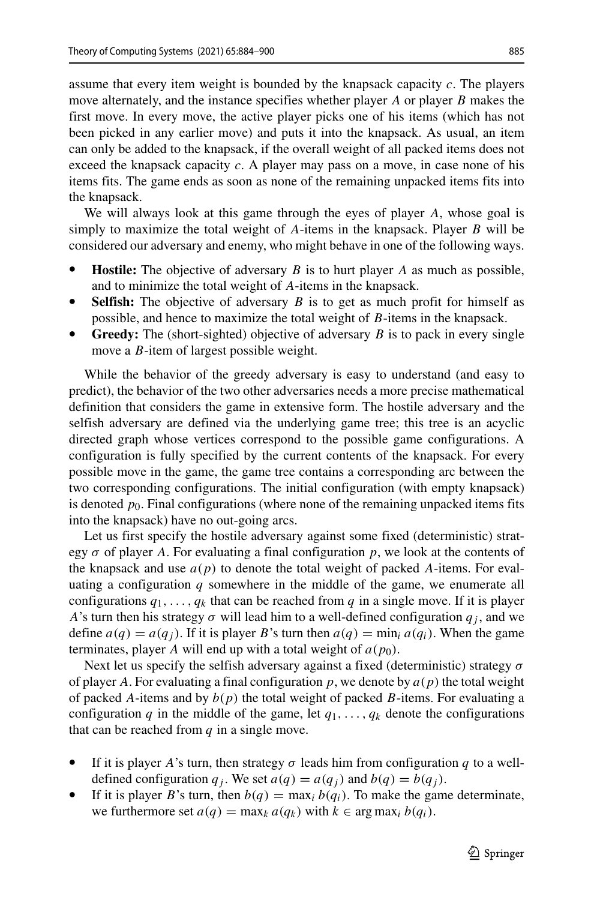assume that every item weight is bounded by the knapsack capacity $c$. The players move alternately, and the instance specifies whether player $A$ or player $B$ makes the first move. In every move, the active player picks one of his items (which has not been picked in any earlier move) and puts it into the knapsack. As usual, an item can only be added to the knapsack, if the overall weight of all packed items does not exceed the knapsack capacity $c$. A player may pass on a move, in case none of his items fits. The game ends as soon as none of the remaining unpacked items fits into the knapsack.

We will always look at this game through the eyes of player $A$, whose goal is simply to maximize the total weight of $A$-items in the knapsack. Player $B$ will be considered our adversary and enemy, who might behave in one of the following ways.

- **Hostile:** The objective of adversary $B$ is to hurt player $A$ as much as possible, and to minimize the total weight of $A$-items in the knapsack.
- **Selfish:** The objective of adversary $B$ is to get as much profit for himself as possible, and hence to maximize the total weight of $B$-items in the knapsack.
- **Greedy:** The (short-sighted) objective of adversary $B$ is to pack in every single move a $B$-item of largest possible weight.

While the behavior of the greedy adversary is easy to understand (and easy to predict), the behavior of the two other adversaries needs a more precise mathematical definition that considers the game in extensive form. The hostile adversary and the selfish adversary are defined via the underlying game tree; this tree is an acyclic directed graph whose vertices correspond to the possible game configurations. A configuration is fully specified by the current contents of the knapsack. For every possible move in the game, the game tree contains a corresponding arc between the two corresponding configurations. The initial configuration (with empty knapsack) is denoted $p_0$. Final configurations (where none of the remaining unpacked items fits into the knapsack) have no out-going arcs.

Let us first specify the hostile adversary against some fixed (deterministic) strategy $\sigma$ of player $A$. For evaluating a final configuration $p$, we look at the contents of the knapsack and use $a(p)$ to denote the total weight of packed $A$-items. For evaluating a configuration $q$ somewhere in the middle of the game, we enumerate all configurations $q_1, \dots, q_k$ that can be reached from $q$ in a single move. If it is player $A$'s turn then his strategy $\sigma$ will lead him to a well-defined configuration $q_j$, and we define $a(q) = a(q_j)$. If it is player $B$'s turn then $a(q) = \min_i a(q_i)$. When the game terminates, player $A$ will end up with a total weight of $a(p_0)$.

Next let us specify the selfish adversary against a fixed (deterministic) strategy $\sigma$ of player $A$. For evaluating a final configuration $p$, we denote by $a(p)$ the total weight of packed $A$-items and by $b(p)$ the total weight of packed $B$-items. For evaluating a configuration $q$ in the middle of the game, let $q_1, \dots, q_k$ denote the configurations that can be reached from $q$ in a single move.

- If it is player $A$'s turn, then strategy $\sigma$ leads him from configuration $q$ to a well-defined configuration $q_j$. We set $a(q) = a(q_j)$ and $b(q) = b(q_j)$.
- If it is player $B$'s turn, then $b(q) = \max_i b(q_i)$. To make the game determinate, we furthermore set $a(q) = \max_k a(q_k)$ with $k \in \arg\max_i b(q_i)$.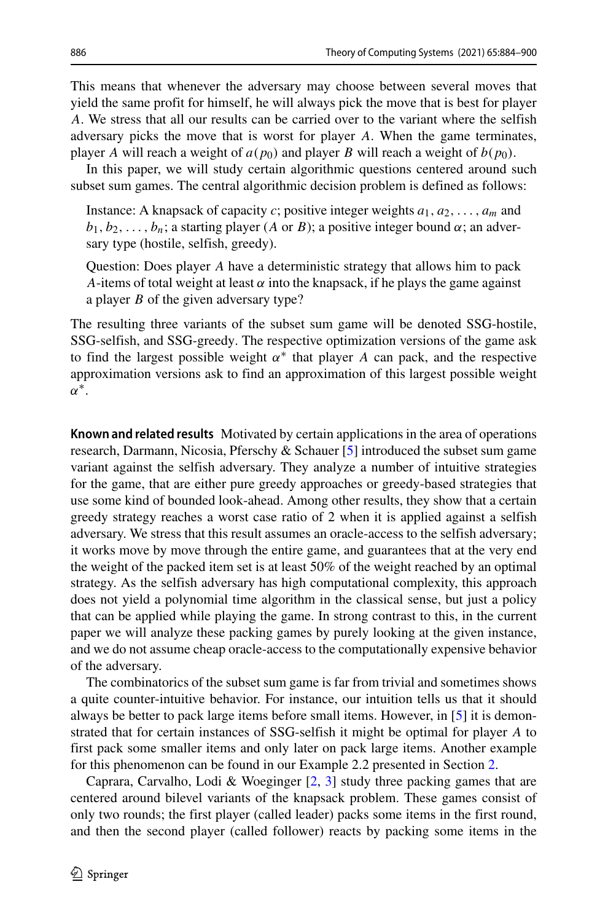This means that whenever the adversary may choose between several moves that yield the same profit for himself, he will always pick the move that is best for player $A$. We stress that all our results can be carried over to the variant where the selfish adversary picks the move that is worst for player $A$. When the game terminates, player $A$ will reach a weight of $a(p_0)$ and player $B$ will reach a weight of $b(p_0)$.

In this paper, we will study certain algorithmic questions centered around such subset sum games. The central algorithmic decision problem is defined as follows:

> Instance: A knapsack of capacity $c$; positive integer weights $a_1, a_2, \ldots, a_m$ and $b_1, b_2, \ldots, b_n$; a starting player ($A$ or $B$); a positive integer bound $\alpha$; an adversary type (hostile, selfish, greedy).
>
> Question: Does player $A$ have a deterministic strategy that allows him to pack $A$-items of total weight at least $\alpha$ into the knapsack, if he plays the game against a player $B$ of the given adversary type?

The resulting three variants of the subset sum game will be denoted SSG-hostile, SSG-selfish, and SSG-greedy. The respective optimization versions of the game ask to find the largest possible weight $\alpha^*$ that player $A$ can pack, and the respective approximation versions ask to find an approximation of this largest possible weight $\alpha^*$.

**Known and related results** Motivated by certain applications in the area of operations research, Darmann, Nicosia, Pferschy & Schauer [5] introduced the subset sum game variant against the selfish adversary. They analyze a number of intuitive strategies for the game, that are either pure greedy approaches or greedy-based strategies that use some kind of bounded look-ahead. Among other results, they show that a certain greedy strategy reaches a worst case ratio of 2 when it is applied against a selfish adversary. We stress that this result assumes an oracle-access to the selfish adversary; it works move by move through the entire game, and guarantees that at the very end the weight of the packed item set is at least 50% of the weight reached by an optimal strategy. As the selfish adversary has high computational complexity, this approach does not yield a polynomial time algorithm in the classical sense, but just a policy that can be applied while playing the game. In strong contrast to this, in the current paper we will analyze these packing games by purely looking at the given instance, and we do not assume cheap oracle-access to the computationally expensive behavior of the adversary.

The combinatorics of the subset sum game is far from trivial and sometimes shows a quite counter-intuitive behavior. For instance, our intuition tells us that it should always be better to pack large items before small items. However, in [5] it is demonstrated that for certain instances of SSG-selfish it might be optimal for player $A$ to first pack some smaller items and only later on pack large items. Another example for this phenomenon can be found in our Example 2.2 presented in Section 2.

Caprara, Carvalho, Lodi & Woeginger [2, 3] study three packing games that are centered around bilevel variants of the knapsack problem. These games consist of only two rounds; the first player (called leader) packs some items in the first round, and then the second player (called follower) reacts by packing some items in the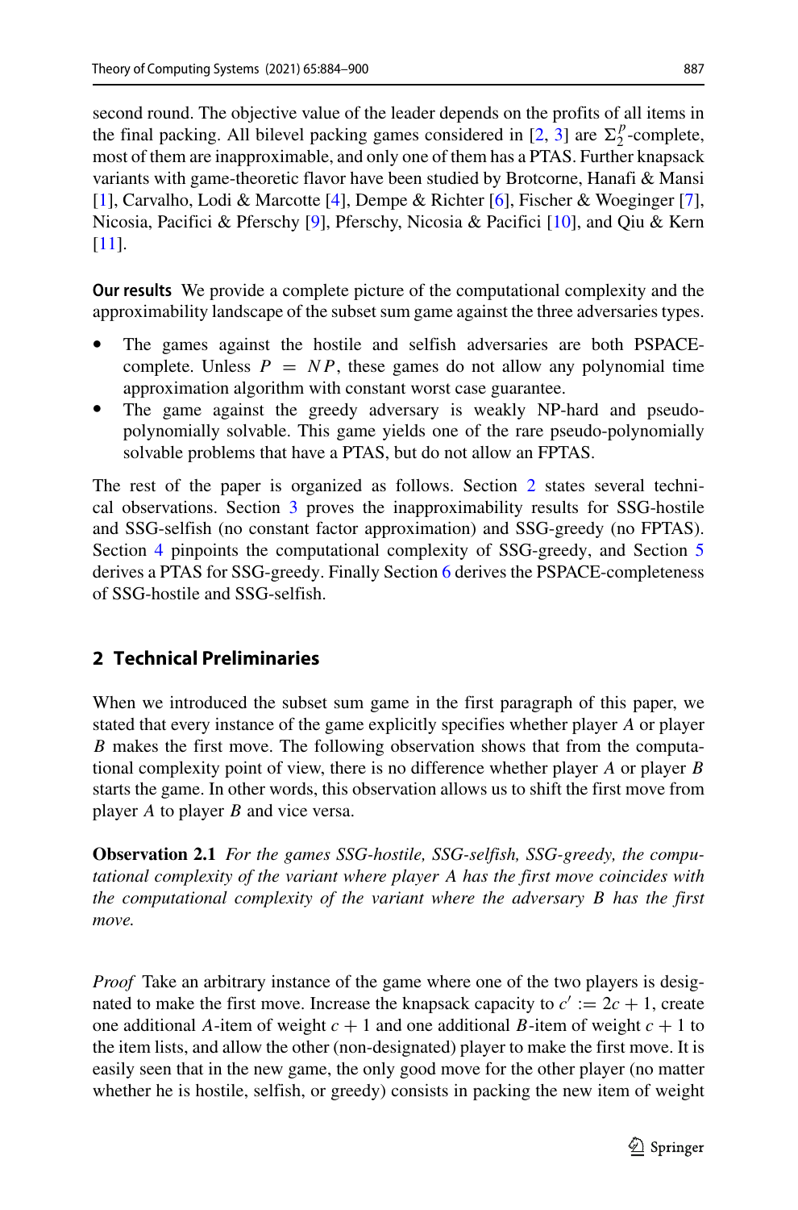second round. The objective value of the leader depends on the profits of all items in the final packing. All bilevel packing games considered in [2, 3] are $\Sigma_2^p$-complete, most of them are inapproximable, and only one of them has a PTAS. Further knapsack variants with game-theoretic flavor have been studied by Brotcorne, Hanafi & Mansi [1], Carvalho, Lodi & Marcotte [4], Dempe & Richter [6], Fischer & Woeginger [7], Nicosia, Pacifici & Pferschy [9], Pferschy, Nicosia & Pacifici [10], and Qiu & Kern [11].

**Our results** We provide a complete picture of the computational complexity and the approximability landscape of the subset sum game against the three adversaries types.

- The games against the hostile and selfish adversaries are both PSPACE-complete. Unless $P = NP$, these games do not allow any polynomial time approximation algorithm with constant worst case guarantee.
- The game against the greedy adversary is weakly NP-hard and pseudo-polynomially solvable. This game yields one of the rare pseudo-polynomially solvable problems that have a PTAS, but do not allow an FPTAS.

The rest of the paper is organized as follows. Section 2 states several technical observations. Section 3 proves the inapproximability results for SSG-hostile and SSG-selfish (no constant factor approximation) and SSG-greedy (no FPTAS). Section 4 pinpoints the computational complexity of SSG-greedy, and Section 5 derives a PTAS for SSG-greedy. Finally Section 6 derives the PSPACE-completeness of SSG-hostile and SSG-selfish.

## 2 Technical Preliminaries

When we introduced the subset sum game in the first paragraph of this paper, we stated that every instance of the game explicitly specifies whether player $A$ or player $B$ makes the first move. The following observation shows that from the computational complexity point of view, there is no difference whether player $A$ or player $B$ starts the game. In other words, this observation allows us to shift the first move from player $A$ to player $B$ and vice versa.

**Observation 2.1** *For the games SSG-hostile, SSG-selfish, SSG-greedy, the computational complexity of the variant where player A has the first move coincides with the computational complexity of the variant where the adversary B has the first move.*

*Proof* Take an arbitrary instance of the game where one of the two players is designated to make the first move. Increase the knapsack capacity to $c' := 2c + 1$, create one additional $A$-item of weight $c + 1$ and one additional $B$-item of weight $c + 1$ to the item lists, and allow the other (non-designated) player to make the first move. It is easily seen that in the new game, the only good move for the other player (no matter whether he is hostile, selfish, or greedy) consists in packing the new item of weight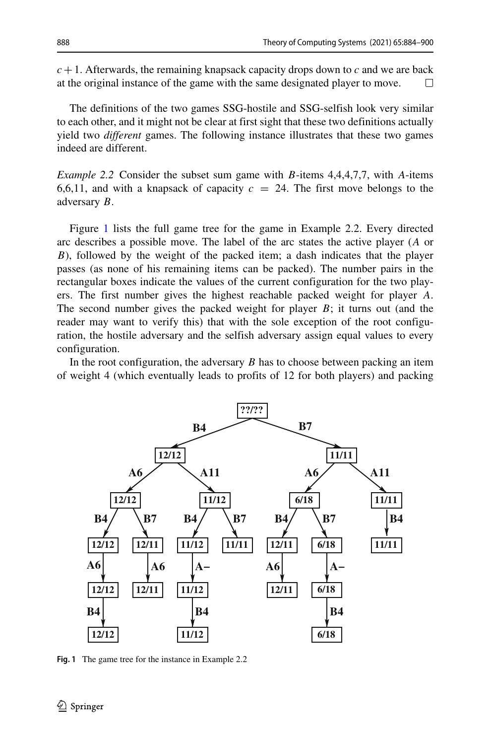$c+1$. Afterwards, the remaining knapsack capacity drops down to $c$ and we are back at the original instance of the game with the same designated player to move. □

The definitions of the two games SSG-hostile and SSG-selfish look very similar to each other, and it might not be clear at first sight that these two definitions actually yield two *different* games. The following instance illustrates that these two games indeed are different.

*Example 2.2* Consider the subset sum game with $B$-items 4,4,4,7,7, with $A$-items 6,6,11, and with a knapsack of capacity $c = 24$. The first move belongs to the adversary $B$.

Figure 1 lists the full game tree for the game in Example 2.2. Every directed arc describes a possible move. The label of the arc states the active player ($A$ or $B$), followed by the weight of the packed item; a dash indicates that the player passes (as none of his remaining items can be packed). The number pairs in the rectangular boxes indicate the values of the current configuration for the two players. The first number gives the highest reachable packed weight for player $A$. The second number gives the packed weight for player $B$; it turns out (and the reader may want to verify this) that with the sole exception of the root configuration, the hostile adversary and the selfish adversary assign equal values to every configuration.

In the root configuration, the adversary $B$ has to choose between packing an item of weight 4 (which eventually leads to profits of 12 for both players) and packing

**Fig. 1** The game tree for the instance in Example 2.2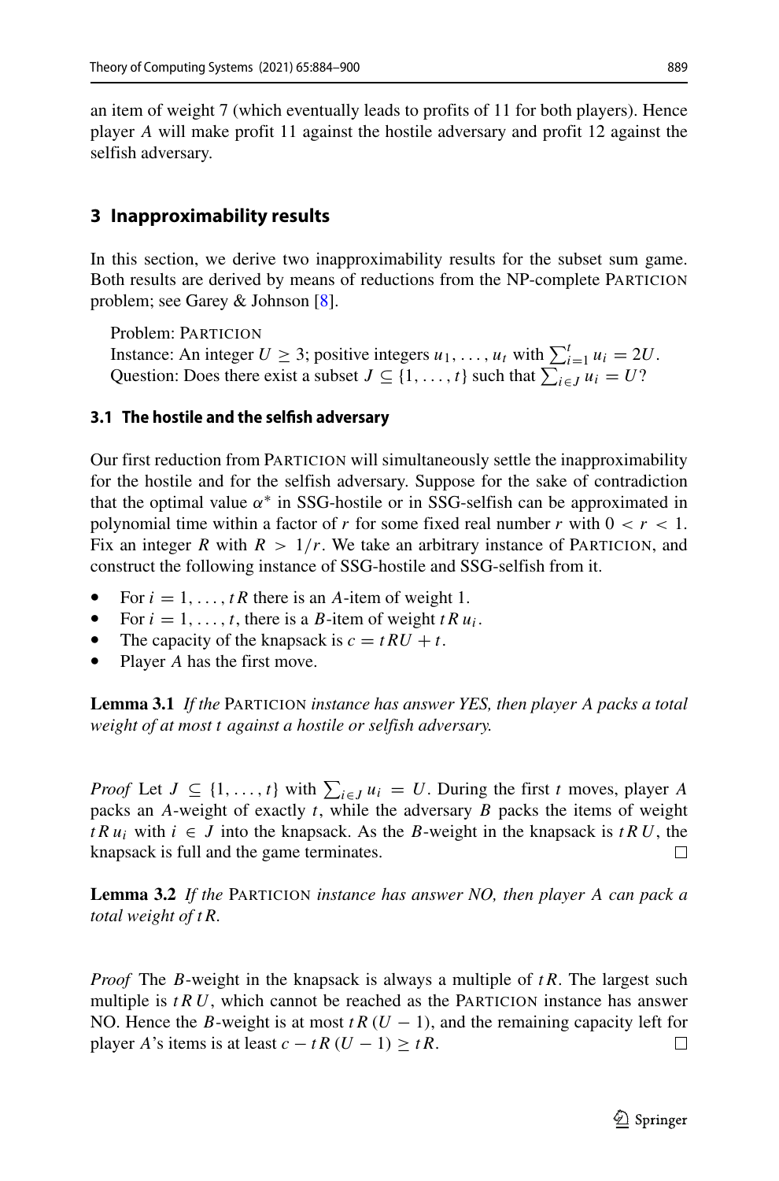an item of weight 7 (which eventually leads to profits of 11 for both players). Hence player $A$ will make profit 11 against the hostile adversary and profit 12 against the selfish adversary.

## 3 Inapproximability results

In this section, we derive two inapproximability results for the subset sum game. Both results are derived by means of reductions from the NP-complete PARTICION problem; see Garey & Johnson [8].

Problem: PARTICION
Instance: An integer $U \geq 3$; positive integers $u_1, \ldots, u_t$ with $\sum_{i=1}^{t} u_i = 2U$.
Question: Does there exist a subset $J \subseteq \{1, \ldots, t\}$ such that $\sum_{i \in J} u_i = U$?

### 3.1 The hostile and the selfish adversary

Our first reduction from PARTICION will simultaneously settle the inapproximability for the hostile and for the selfish adversary. Suppose for the sake of contradiction that the optimal value $\alpha^*$ in SSG-hostile or in SSG-selfish can be approximated in polynomial time within a factor of $r$ for some fixed real number $r$ with $0 < r < 1$. Fix an integer $R$ with $R > 1/r$. We take an arbitrary instance of PARTICION, and construct the following instance of SSG-hostile and SSG-selfish from it.

- For $i = 1, \ldots, tR$ there is an $A$-item of weight 1.
- For $i = 1, \ldots, t$, there is a $B$-item of weight $tR\,u_i$.
- The capacity of the knapsack is $c = tRU + t$.
- Player $A$ has the first move.

**Lemma 3.1** *If the* PARTICION *instance has answer YES, then player A packs a total weight of at most t against a hostile or selfish adversary.*

*Proof* Let $J \subseteq \{1, \ldots, t\}$ with $\sum_{i \in J} u_i = U$. During the first $t$ moves, player $A$ packs an $A$-weight of exactly $t$, while the adversary $B$ packs the items of weight $tR\,u_i$ with $i \in J$ into the knapsack. As the $B$-weight in the knapsack is $tR\,U$, the knapsack is full and the game terminates. □

**Lemma 3.2** *If the* PARTICION *instance has answer NO, then player A can pack a total weight of tR.*

*Proof* The $B$-weight in the knapsack is always a multiple of $tR$. The largest such multiple is $tR\,U$, which cannot be reached as the PARTICION instance has answer NO. Hence the $B$-weight is at most $tR\,(U-1)$, and the remaining capacity left for player $A$'s items is at least $c - tR\,(U-1) \geq tR$. □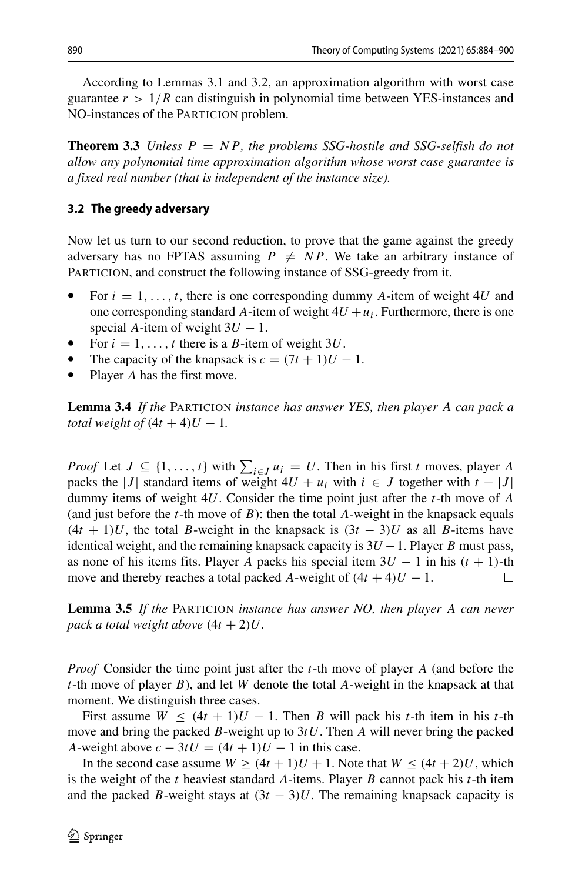According to Lemmas 3.1 and 3.2, an approximation algorithm with worst case guarantee $r > 1/R$ can distinguish in polynomial time between YES-instances and NO-instances of the PARTICION problem.

**Theorem 3.3** *Unless $P = NP$, the problems SSG-hostile and SSG-selfish do not allow any polynomial time approximation algorithm whose worst case guarantee is a fixed real number (that is independent of the instance size).*

### 3.2 The greedy adversary

Now let us turn to our second reduction, to prove that the game against the greedy adversary has no FPTAS assuming $P \neq NP$. We take an arbitrary instance of PARTICION, and construct the following instance of SSG-greedy from it.

- For $i = 1, \ldots, t$, there is one corresponding dummy $A$-item of weight $4U$ and one corresponding standard $A$-item of weight $4U + u_i$. Furthermore, there is one special $A$-item of weight $3U - 1$.
- For $i = 1, \ldots, t$ there is a $B$-item of weight $3U$.
- The capacity of the knapsack is $c = (7t + 1)U - 1$.
- Player $A$ has the first move.

**Lemma 3.4** *If the* PARTICION *instance has answer YES, then player A can pack a total weight of $(4t + 4)U - 1$.*

*Proof* Let $J \subseteq \{1, \ldots, t\}$ with $\sum_{i \in J} u_i = U$. Then in his first $t$ moves, player $A$ packs the $|J|$ standard items of weight $4U + u_i$ with $i \in J$ together with $t - |J|$ dummy items of weight $4U$. Consider the time point just after the $t$-th move of $A$ (and just before the $t$-th move of $B$): then the total $A$-weight in the knapsack equals $(4t + 1)U$, the total $B$-weight in the knapsack is $(3t - 3)U$ as all $B$-items have identical weight, and the remaining knapsack capacity is $3U - 1$. Player $B$ must pass, as none of his items fits. Player $A$ packs his special item $3U - 1$ in his $(t + 1)$-th move and thereby reaches a total packed $A$-weight of $(4t + 4)U - 1$. □

**Lemma 3.5** *If the* PARTICION *instance has answer NO, then player A can never pack a total weight above $(4t + 2)U$.*

*Proof* Consider the time point just after the $t$-th move of player $A$ (and before the $t$-th move of player $B$), and let $W$ denote the total $A$-weight in the knapsack at that moment. We distinguish three cases.

First assume $W \leq (4t + 1)U - 1$. Then $B$ will pack his $t$-th item in his $t$-th move and bring the packed $B$-weight up to $3tU$. Then $A$ will never bring the packed $A$-weight above $c - 3tU = (4t + 1)U - 1$ in this case.

In the second case assume $W \geq (4t + 1)U + 1$. Note that $W \leq (4t + 2)U$, which is the weight of the $t$ heaviest standard $A$-items. Player $B$ cannot pack his $t$-th item and the packed $B$-weight stays at $(3t - 3)U$. The remaining knapsack capacity is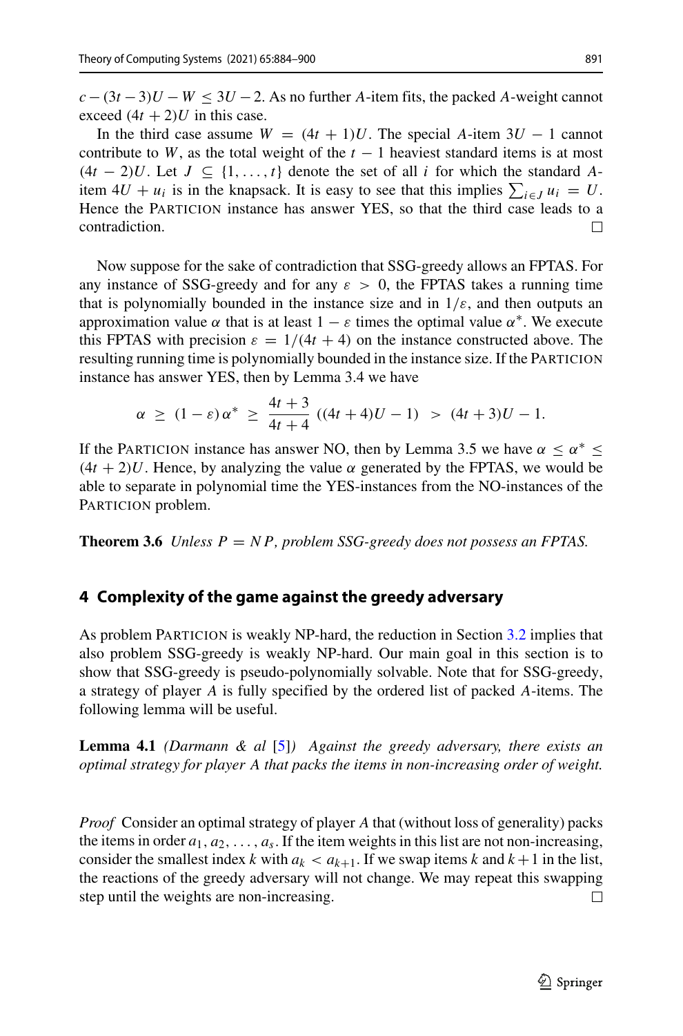$c - (3t-3)U - W \le 3U - 2$. As no further $A$-item fits, the packed $A$-weight cannot exceed $(4t+2)U$ in this case.

In the third case assume $W = (4t+1)U$. The special $A$-item $3U-1$ cannot contribute to $W$, as the total weight of the $t-1$ heaviest standard items is at most $(4t-2)U$. Let $J \subseteq \{1, \ldots, t\}$ denote the set of all $i$ for which the standard $A$-item $4U + u_i$ is in the knapsack. It is easy to see that this implies $\sum_{i \in J} u_i = U$. Hence the PARTICION instance has answer YES, so that the third case leads to a contradiction. □

Now suppose for the sake of contradiction that SSG-greedy allows an FPTAS. For any instance of SSG-greedy and for any $\varepsilon > 0$, the FPTAS takes a running time that is polynomially bounded in the instance size and in $1/\varepsilon$, and then outputs an approximation value $\alpha$ that is at least $1-\varepsilon$ times the optimal value $\alpha^*$. We execute this FPTAS with precision $\varepsilon = 1/(4t+4)$ on the instance constructed above. The resulting running time is polynomially bounded in the instance size. If the PARTICION instance has answer YES, then by Lemma 3.4 we have

$$\alpha \ \ge \ (1-\varepsilon)\,\alpha^* \ \ge \ \frac{4t+3}{4t+4}\ ((4t+4)U - 1) \ > \ (4t+3)U - 1.$$

If the PARTICION instance has answer NO, then by Lemma 3.5 we have $\alpha \le \alpha^* \le (4t+2)U$. Hence, by analyzing the value $\alpha$ generated by the FPTAS, we would be able to separate in polynomial time the YES-instances from the NO-instances of the PARTICION problem.

**Theorem 3.6** *Unless $P = NP$, problem SSG-greedy does not possess an FPTAS.*

## 4 Complexity of the game against the greedy adversary

As problem PARTICION is weakly NP-hard, the reduction in Section 3.2 implies that also problem SSG-greedy is weakly NP-hard. Our main goal in this section is to show that SSG-greedy is pseudo-polynomially solvable. Note that for SSG-greedy, a strategy of player $A$ is fully specified by the ordered list of packed $A$-items. The following lemma will be useful.

**Lemma 4.1** *(Darmann & al [5]) Against the greedy adversary, there exists an optimal strategy for player A that packs the items in non-increasing order of weight.*

*Proof* Consider an optimal strategy of player $A$ that (without loss of generality) packs the items in order $a_1, a_2, \ldots, a_s$. If the item weights in this list are not non-increasing, consider the smallest index $k$ with $a_k < a_{k+1}$. If we swap items $k$ and $k+1$ in the list, the reactions of the greedy adversary will not change. We may repeat this swapping step until the weights are non-increasing. □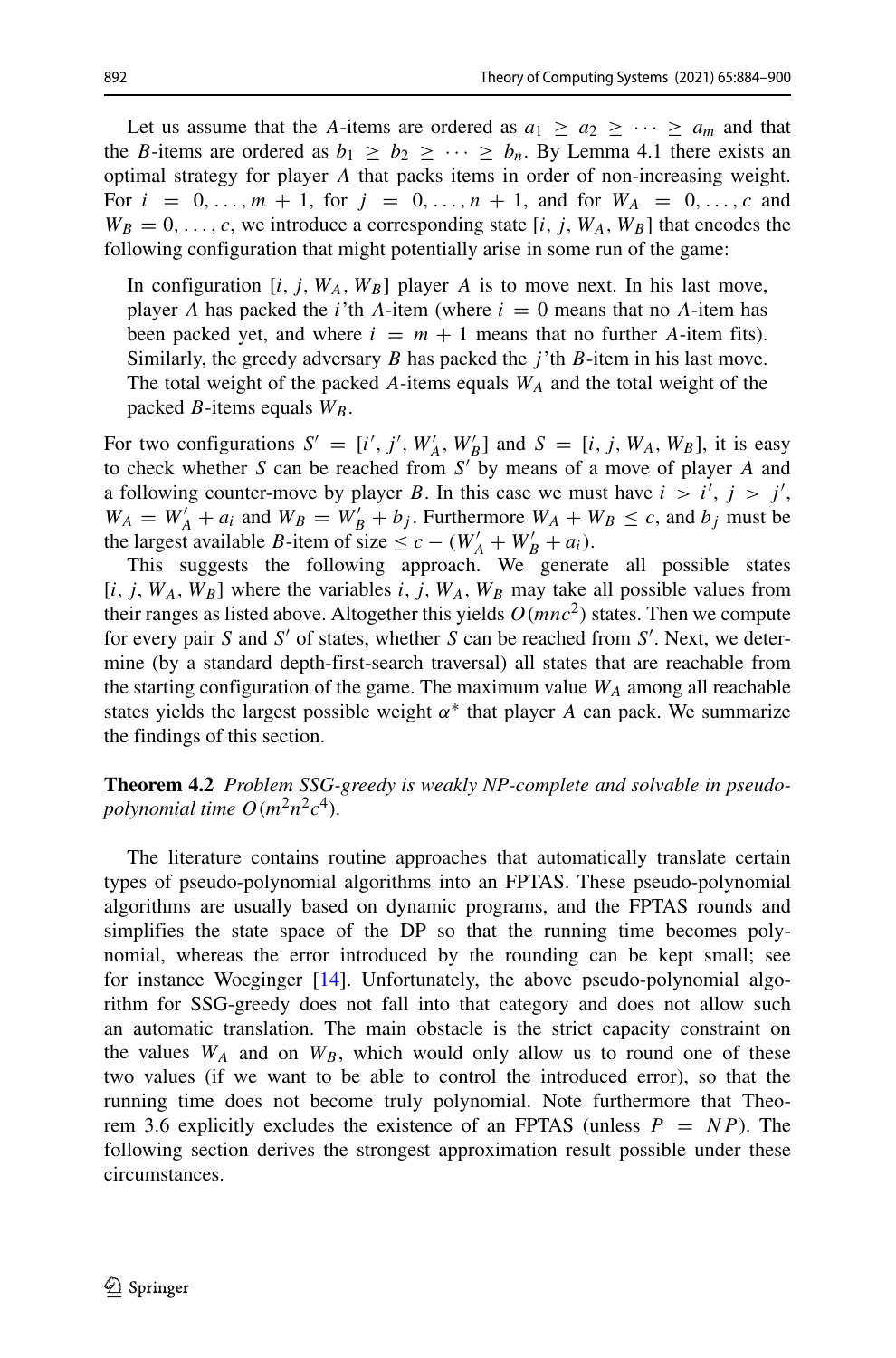Let us assume that the $A$-items are ordered as $a_1 \geq a_2 \geq \cdots \geq a_m$ and that the $B$-items are ordered as $b_1 \geq b_2 \geq \cdots \geq b_n$. By Lemma 4.1 there exists an optimal strategy for player $A$ that packs items in order of non-increasing weight. For $i = 0, \ldots, m+1$, for $j = 0, \ldots, n+1$, and for $W_A = 0, \ldots, c$ and $W_B = 0, \ldots, c$, we introduce a corresponding state $[i, j, W_A, W_B]$ that encodes the following configuration that might potentially arise in some run of the game:

> In configuration $[i, j, W_A, W_B]$ player $A$ is to move next. In his last move, player $A$ has packed the $i$'th $A$-item (where $i = 0$ means that no $A$-item has been packed yet, and where $i = m+1$ means that no further $A$-item fits). Similarly, the greedy adversary $B$ has packed the $j$'th $B$-item in his last move. The total weight of the packed $A$-items equals $W_A$ and the total weight of the packed $B$-items equals $W_B$.

For two configurations $S' = [i', j', W'_A, W'_B]$ and $S = [i, j, W_A, W_B]$, it is easy to check whether $S$ can be reached from $S'$ by means of a move of player $A$ and a following counter-move by player $B$. In this case we must have $i > i'$, $j > j'$, $W_A = W'_A + a_i$ and $W_B = W'_B + b_j$. Furthermore $W_A + W_B \leq c$, and $b_j$ must be the largest available $B$-item of size $\leq c - (W'_A + W'_B + a_i)$.

This suggests the following approach. We generate all possible states $[i, j, W_A, W_B]$ where the variables $i, j, W_A, W_B$ may take all possible values from their ranges as listed above. Altogether this yields $O(mnc^2)$ states. Then we compute for every pair $S$ and $S'$ of states, whether $S$ can be reached from $S'$. Next, we determine (by a standard depth-first-search traversal) all states that are reachable from the starting configuration of the game. The maximum value $W_A$ among all reachable states yields the largest possible weight $\alpha^*$ that player $A$ can pack. We summarize the findings of this section.

**Theorem 4.2** *Problem SSG-greedy is weakly NP-complete and solvable in pseudo-polynomial time $O(m^2n^2c^4)$.*

The literature contains routine approaches that automatically translate certain types of pseudo-polynomial algorithms into an FPTAS. These pseudo-polynomial algorithms are usually based on dynamic programs, and the FPTAS rounds and simplifies the state space of the DP so that the running time becomes polynomial, whereas the error introduced by the rounding can be kept small; see for instance Woeginger [14]. Unfortunately, the above pseudo-polynomial algorithm for SSG-greedy does not fall into that category and does not allow such an automatic translation. The main obstacle is the strict capacity constraint on the values $W_A$ and on $W_B$, which would only allow us to round one of these two values (if we want to be able to control the introduced error), so that the running time does not become truly polynomial. Note furthermore that Theorem 3.6 explicitly excludes the existence of an FPTAS (unless $P = NP$). The following section derives the strongest approximation result possible under these circumstances.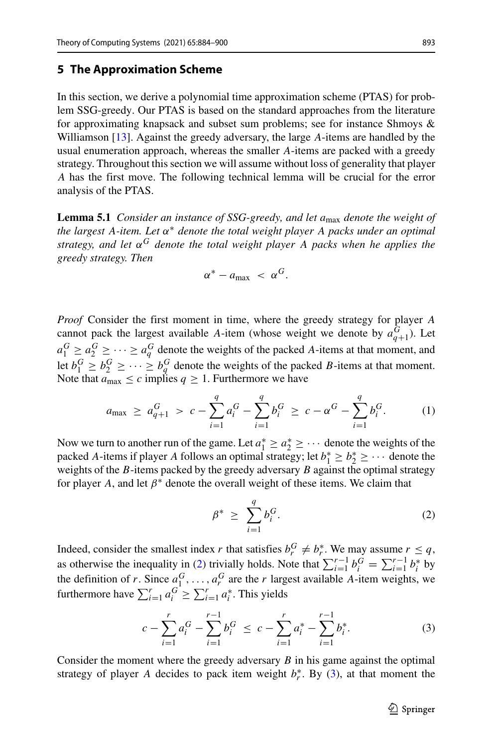## 5 The Approximation Scheme

In this section, we derive a polynomial time approximation scheme (PTAS) for problem SSG-greedy. Our PTAS is based on the standard approaches from the literature for approximating knapsack and subset sum problems; see for instance Shmoys & Williamson [13]. Against the greedy adversary, the large $A$-items are handled by the usual enumeration approach, whereas the smaller $A$-items are packed with a greedy strategy. Throughout this section we will assume without loss of generality that player $A$ has the first move. The following technical lemma will be crucial for the error analysis of the PTAS.

**Lemma 5.1** *Consider an instance of SSG-greedy, and let $a_{\max}$ denote the weight of the largest A-item. Let $\alpha^*$ denote the total weight player A packs under an optimal strategy, and let $\alpha^G$ denote the total weight player A packs when he applies the greedy strategy. Then*

$$\alpha^* - a_{\max} \; < \; \alpha^G.$$

*Proof* Consider the first moment in time, where the greedy strategy for player $A$ cannot pack the largest available $A$-item (whose weight we denote by $a_{q+1}^G$). Let $a_1^G \geq a_2^G \geq \cdots \geq a_q^G$ denote the weights of the packed $A$-items at that moment, and let $b_1^G \geq b_2^G \geq \cdots \geq b_q^G$ denote the weights of the packed $B$-items at that moment. Note that $a_{\max} \leq c$ implies $q \geq 1$. Furthermore we have

$$a_{\max} \;\geq\; a_{q+1}^G \;>\; c - \sum_{i=1}^{q} a_i^G - \sum_{i=1}^{q} b_i^G \;\geq\; c - \alpha^G - \sum_{i=1}^{q} b_i^G. \tag{1}$$

Now we turn to another run of the game. Let $a_1^* \geq a_2^* \geq \cdots$ denote the weights of the packed $A$-items if player $A$ follows an optimal strategy; let $b_1^* \geq b_2^* \geq \cdots$ denote the weights of the $B$-items packed by the greedy adversary $B$ against the optimal strategy for player $A$, and let $\beta^*$ denote the overall weight of these items. We claim that

$$\beta^* \;\geq\; \sum_{i=1}^{q} b_i^G. \tag{2}$$

Indeed, consider the smallest index $r$ that satisfies $b_r^G \neq b_r^*$. We may assume $r \leq q$, as otherwise the inequality in (2) trivially holds. Note that $\sum_{i=1}^{r-1} b_i^G = \sum_{i=1}^{r-1} b_i^*$ by the definition of $r$. Since $a_1^G, \ldots, a_r^G$ are the $r$ largest available $A$-item weights, we furthermore have $\sum_{i=1}^{r} a_i^G \geq \sum_{i=1}^{r} a_i^*$. This yields

$$c - \sum_{i=1}^{r} a_i^G - \sum_{i=1}^{r-1} b_i^G \;\leq\; c - \sum_{i=1}^{r} a_i^* - \sum_{i=1}^{r-1} b_i^*. \tag{3}$$

Consider the moment where the greedy adversary $B$ in his game against the optimal strategy of player $A$ decides to pack item weight $b_r^*$. By (3), at that moment the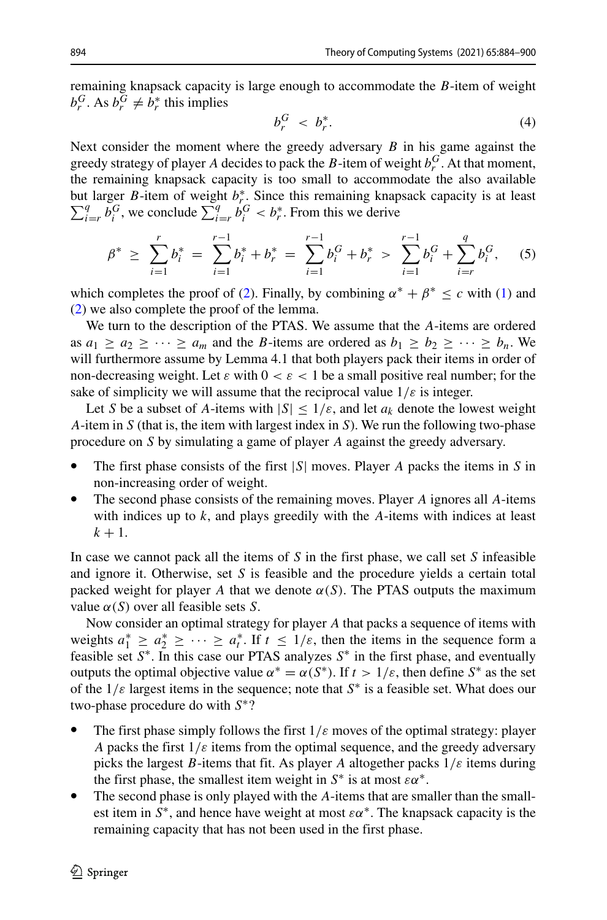remaining knapsack capacity is large enough to accommodate the $B$-item of weight $b_r^G$. As $b_r^G \neq b_r^*$ this implies

$$b_r^G < b_r^*. \tag{4}$$

Next consider the moment where the greedy adversary $B$ in his game against the greedy strategy of player $A$ decides to pack the $B$-item of weight $b_r^G$. At that moment, the remaining knapsack capacity is too small to accommodate the also available but larger $B$-item of weight $b_r^*$. Since this remaining knapsack capacity is at least $\sum_{i=r}^{q} b_i^G$, we conclude $\sum_{i=r}^{q} b_i^G < b_r^*$. From this we derive

$$\beta^* \geq \sum_{i=1}^{r} b_i^* = \sum_{i=1}^{r-1} b_i^* + b_r^* = \sum_{i=1}^{r-1} b_i^G + b_r^* > \sum_{i=1}^{r-1} b_i^G + \sum_{i=r}^{q} b_i^G, \tag{5}$$

which completes the proof of (2). Finally, by combining $\alpha^* + \beta^* \leq c$ with (1) and (2) we also complete the proof of the lemma.

We turn to the description of the PTAS. We assume that the $A$-items are ordered as $a_1 \geq a_2 \geq \cdots \geq a_m$ and the $B$-items are ordered as $b_1 \geq b_2 \geq \cdots \geq b_n$. We will furthermore assume by Lemma 4.1 that both players pack their items in order of non-decreasing weight. Let $\varepsilon$ with $0 < \varepsilon < 1$ be a small positive real number; for the sake of simplicity we will assume that the reciprocal value $1/\varepsilon$ is integer.

Let $S$ be a subset of $A$-items with $|S| \leq 1/\varepsilon$, and let $a_k$ denote the lowest weight $A$-item in $S$ (that is, the item with largest index in $S$). We run the following two-phase procedure on $S$ by simulating a game of player $A$ against the greedy adversary.

- The first phase consists of the first $|S|$ moves. Player $A$ packs the items in $S$ in non-increasing order of weight.
- The second phase consists of the remaining moves. Player $A$ ignores all $A$-items with indices up to $k$, and plays greedily with the $A$-items with indices at least $k + 1$.

In case we cannot pack all the items of $S$ in the first phase, we call set $S$ infeasible and ignore it. Otherwise, set $S$ is feasible and the procedure yields a certain total packed weight for player $A$ that we denote $\alpha(S)$. The PTAS outputs the maximum value $\alpha(S)$ over all feasible sets $S$.

Now consider an optimal strategy for player $A$ that packs a sequence of items with weights $a_1^* \geq a_2^* \geq \cdots \geq a_t^*$. If $t \leq 1/\varepsilon$, then the items in the sequence form a feasible set $S^*$. In this case our PTAS analyzes $S^*$ in the first phase, and eventually outputs the optimal objective value $\alpha^* = \alpha(S^*)$. If $t > 1/\varepsilon$, then define $S^*$ as the set of the $1/\varepsilon$ largest items in the sequence; note that $S^*$ is a feasible set. What does our two-phase procedure do with $S^*$?

- The first phase simply follows the first $1/\varepsilon$ moves of the optimal strategy: player $A$ packs the first $1/\varepsilon$ items from the optimal sequence, and the greedy adversary picks the largest $B$-items that fit. As player $A$ altogether packs $1/\varepsilon$ items during the first phase, the smallest item weight in $S^*$ is at most $\varepsilon\alpha^*$.
- The second phase is only played with the $A$-items that are smaller than the smallest item in $S^*$, and hence have weight at most $\varepsilon\alpha^*$. The knapsack capacity is the remaining capacity that has not been used in the first phase.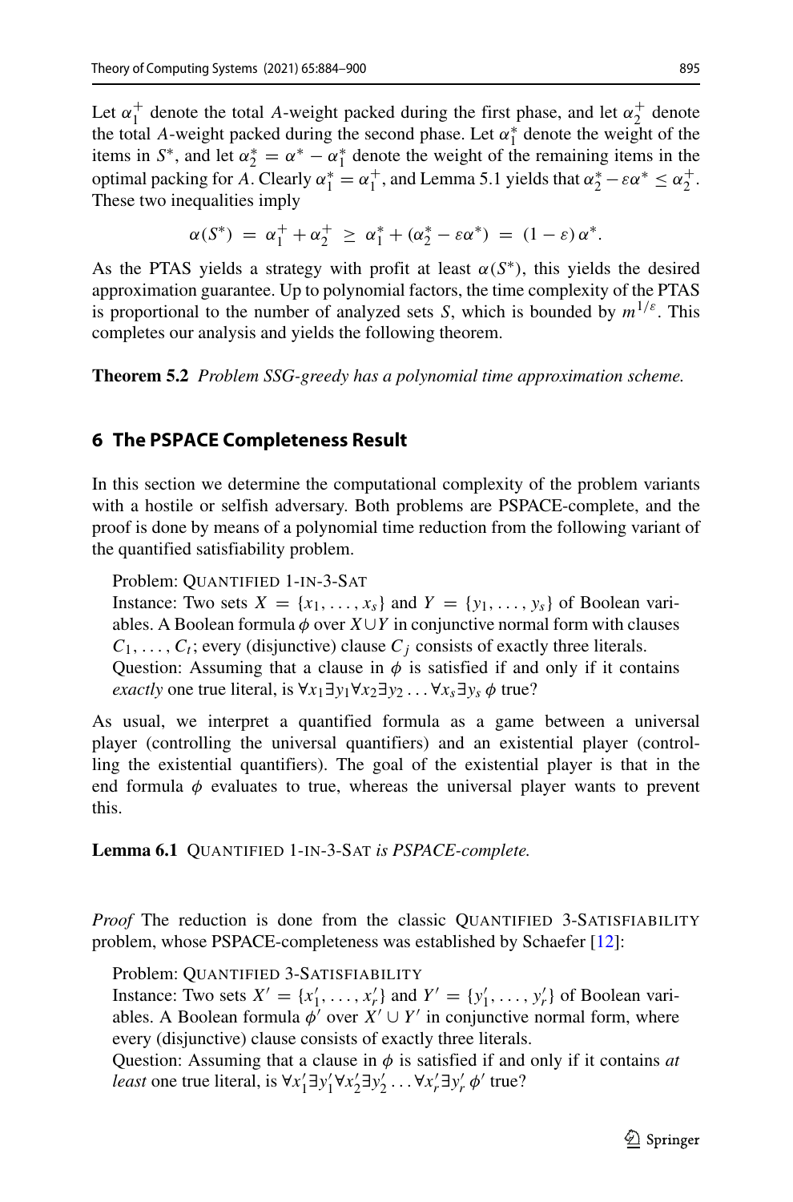Let $\alpha_1^+$ denote the total $A$-weight packed during the first phase, and let $\alpha_2^+$ denote the total $A$-weight packed during the second phase. Let $\alpha_1^*$ denote the weight of the items in $S^*$, and let $\alpha_2^* = \alpha^* - \alpha_1^*$ denote the weight of the remaining items in the optimal packing for $A$. Clearly $\alpha_1^* = \alpha_1^+$, and Lemma 5.1 yields that $\alpha_2^* - \varepsilon\alpha^* \leq \alpha_2^+$. These two inequalities imply

$$\alpha(S^*) \;=\; \alpha_1^+ + \alpha_2^+ \;\geq\; \alpha_1^* + (\alpha_2^* - \varepsilon\alpha^*) \;=\; (1-\varepsilon)\,\alpha^*.$$

As the PTAS yields a strategy with profit at least $\alpha(S^*)$, this yields the desired approximation guarantee. Up to polynomial factors, the time complexity of the PTAS is proportional to the number of analyzed sets $S$, which is bounded by $m^{1/\varepsilon}$. This completes our analysis and yields the following theorem.

**Theorem 5.2** *Problem SSG-greedy has a polynomial time approximation scheme.*

## 6 The PSPACE Completeness Result

In this section we determine the computational complexity of the problem variants with a hostile or selfish adversary. Both problems are PSPACE-complete, and the proof is done by means of a polynomial time reduction from the following variant of the quantified satisfiability problem.

> Problem: QUANTIFIED 1-IN-3-SAT
> Instance: Two sets $X = \{x_1, \ldots, x_s\}$ and $Y = \{y_1, \ldots, y_s\}$ of Boolean variables. A Boolean formula $\phi$ over $X \cup Y$ in conjunctive normal form with clauses $C_1, \ldots, C_t$; every (disjunctive) clause $C_j$ consists of exactly three literals.
> Question: Assuming that a clause in $\phi$ is satisfied if and only if it contains *exactly* one true literal, is $\forall x_1 \exists y_1 \forall x_2 \exists y_2 \ldots \forall x_s \exists y_s\, \phi$ true?

As usual, we interpret a quantified formula as a game between a universal player (controlling the universal quantifiers) and an existential player (controlling the existential quantifiers). The goal of the existential player is that in the end formula $\phi$ evaluates to true, whereas the universal player wants to prevent this.

**Lemma 6.1** QUANTIFIED 1-IN-3-SAT *is PSPACE-complete.*

*Proof* The reduction is done from the classic QUANTIFIED 3-SATISFIABILITY problem, whose PSPACE-completeness was established by Schaefer [12]:

> Problem: QUANTIFIED 3-SATISFIABILITY
> Instance: Two sets $X' = \{x_1', \ldots, x_r'\}$ and $Y' = \{y_1', \ldots, y_r'\}$ of Boolean variables. A Boolean formula $\phi'$ over $X' \cup Y'$ in conjunctive normal form, where every (disjunctive) clause consists of exactly three literals.
> Question: Assuming that a clause in $\phi$ is satisfied if and only if it contains *at least* one true literal, is $\forall x_1' \exists y_1' \forall x_2' \exists y_2' \ldots \forall x_r' \exists y_r'\, \phi'$ true?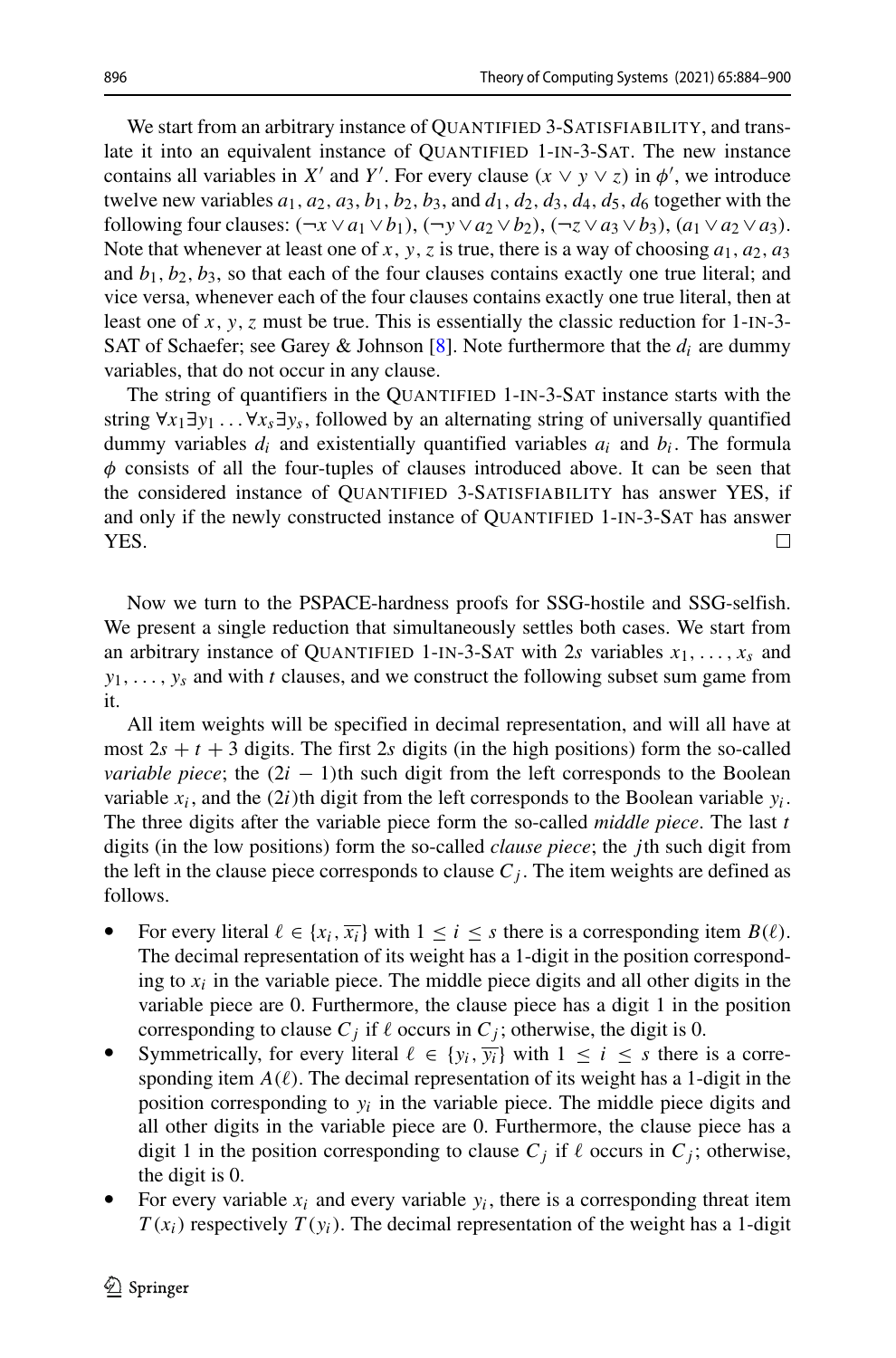We start from an arbitrary instance of Quantified 3-Satisfiability, and translate it into an equivalent instance of Quantified 1-in-3-Sat. The new instance contains all variables in $X'$ and $Y'$. For every clause $(x \vee y \vee z)$ in $\phi'$, we introduce twelve new variables $a_1, a_2, a_3, b_1, b_2, b_3$, and $d_1, d_2, d_3, d_4, d_5, d_6$ together with the following four clauses: $(\neg x \vee a_1 \vee b_1)$, $(\neg y \vee a_2 \vee b_2)$, $(\neg z \vee a_3 \vee b_3)$, $(a_1 \vee a_2 \vee a_3)$. Note that whenever at least one of $x, y, z$ is true, there is a way of choosing $a_1, a_2, a_3$ and $b_1, b_2, b_3$, so that each of the four clauses contains exactly one true literal; and vice versa, whenever each of the four clauses contains exactly one true literal, then at least one of $x, y, z$ must be true. This is essentially the classic reduction for 1-in-3-SAT of Schaefer; see Garey & Johnson [8]. Note furthermore that the $d_i$ are dummy variables, that do not occur in any clause.

The string of quantifiers in the Quantified 1-in-3-Sat instance starts with the string $\forall x_1 \exists y_1 \ldots \forall x_s \exists y_s$, followed by an alternating string of universally quantified dummy variables $d_i$ and existentially quantified variables $a_i$ and $b_i$. The formula $\phi$ consists of all the four-tuples of clauses introduced above. It can be seen that the considered instance of Quantified 3-Satisfiability has answer YES, if and only if the newly constructed instance of Quantified 1-in-3-Sat has answer YES. □

Now we turn to the PSPACE-hardness proofs for SSG-hostile and SSG-selfish. We present a single reduction that simultaneously settles both cases. We start from an arbitrary instance of Quantified 1-in-3-Sat with $2s$ variables $x_1, \ldots, x_s$ and $y_1, \ldots, y_s$ and with $t$ clauses, and we construct the following subset sum game from it.

All item weights will be specified in decimal representation, and will all have at most $2s + t + 3$ digits. The first $2s$ digits (in the high positions) form the so-called *variable piece*; the $(2i - 1)$th such digit from the left corresponds to the Boolean variable $x_i$, and the $(2i)$th digit from the left corresponds to the Boolean variable $y_i$. The three digits after the variable piece form the so-called *middle piece*. The last $t$ digits (in the low positions) form the so-called *clause piece*; the $j$th such digit from the left in the clause piece corresponds to clause $C_j$. The item weights are defined as follows.

- For every literal $\ell \in \{x_i, \overline{x_i}\}$ with $1 \le i \le s$ there is a corresponding item $B(\ell)$. The decimal representation of its weight has a 1-digit in the position corresponding to $x_i$ in the variable piece. The middle piece digits and all other digits in the variable piece are 0. Furthermore, the clause piece has a digit 1 in the position corresponding to clause $C_j$ if $\ell$ occurs in $C_j$; otherwise, the digit is 0.
- Symmetrically, for every literal $\ell \in \{y_i, \overline{y_i}\}$ with $1 \le i \le s$ there is a corresponding item $A(\ell)$. The decimal representation of its weight has a 1-digit in the position corresponding to $y_i$ in the variable piece. The middle piece digits and all other digits in the variable piece are 0. Furthermore, the clause piece has a digit 1 in the position corresponding to clause $C_j$ if $\ell$ occurs in $C_j$; otherwise, the digit is 0.
- For every variable $x_i$ and every variable $y_i$, there is a corresponding threat item $T(x_i)$ respectively $T(y_i)$. The decimal representation of the weight has a 1-digit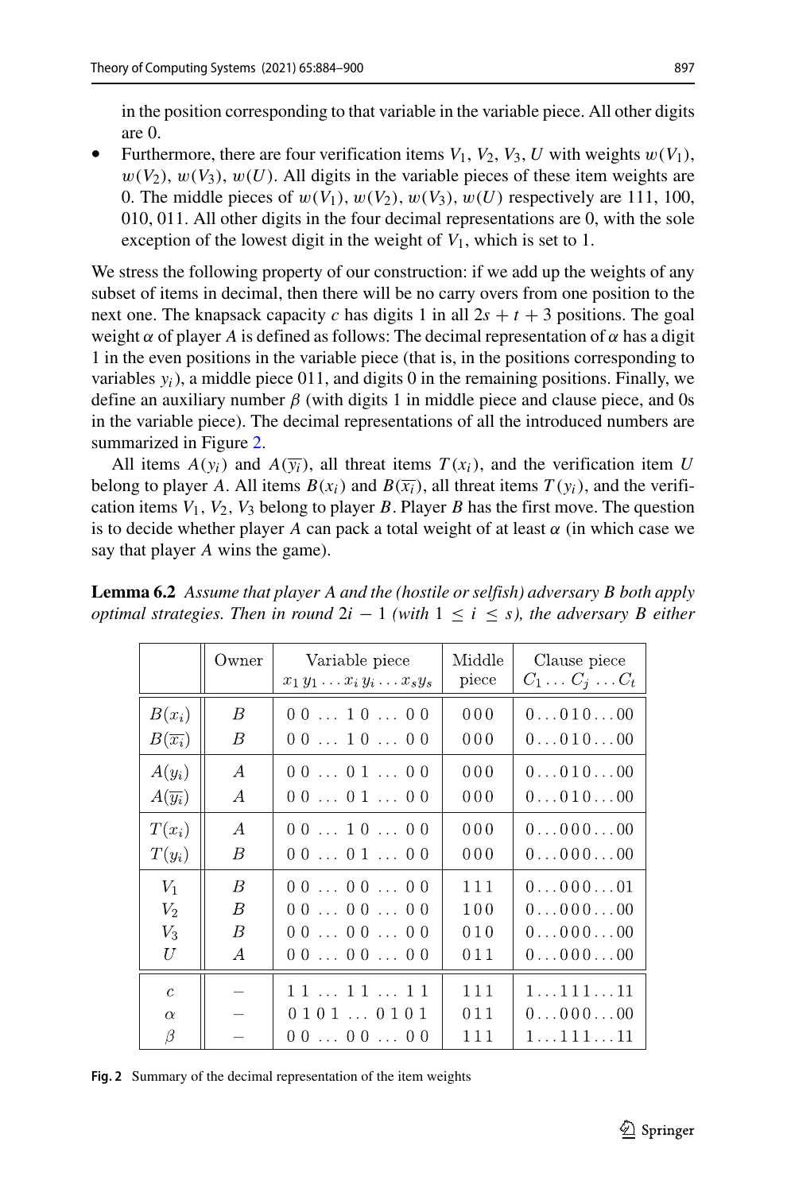in the position corresponding to that variable in the variable piece. All other digits are 0.

- Furthermore, there are four verification items $V_1$, $V_2$, $V_3$, $U$ with weights $w(V_1)$, $w(V_2)$, $w(V_3)$, $w(U)$. All digits in the variable pieces of these item weights are 0. The middle pieces of $w(V_1)$, $w(V_2)$, $w(V_3)$, $w(U)$ respectively are 111, 100, 010, 011. All other digits in the four decimal representations are 0, with the sole exception of the lowest digit in the weight of $V_1$, which is set to 1.

We stress the following property of our construction: if we add up the weights of any subset of items in decimal, then there will be no carry overs from one position to the next one. The knapsack capacity $c$ has digits 1 in all $2s + t + 3$ positions. The goal weight $\alpha$ of player $A$ is defined as follows: The decimal representation of $\alpha$ has a digit 1 in the even positions in the variable piece (that is, in the positions corresponding to variables $y_i$), a middle piece 011, and digits 0 in the remaining positions. Finally, we define an auxiliary number $\beta$ (with digits 1 in middle piece and clause piece, and 0s in the variable piece). The decimal representations of all the introduced numbers are summarized in Figure 2.

All items $A(y_i)$ and $A(\overline{y_i})$, all threat items $T(x_i)$, and the verification item $U$ belong to player $A$. All items $B(x_i)$ and $B(\overline{x_i})$, all threat items $T(y_i)$, and the verification items $V_1$, $V_2$, $V_3$ belong to player $B$. Player $B$ has the first move. The question is to decide whether player $A$ can pack a total weight of at least $\alpha$ (in which case we say that player $A$ wins the game).

**Lemma 6.2** *Assume that player A and the (hostile or selfish) adversary B both apply optimal strategies. Then in round* $2i - 1$ *(with* $1 \leq i \leq s$*), the adversary B either*

| | Owner | Variable piece $x_1\, y_1 \ldots x_i\, y_i \ldots x_s y_s$ | Middle piece | Clause piece $C_1 \ldots C_j \ldots C_t$ |
|---|---|---|---|---|
| $B(x_i)$ | $B$ | 0 0 … 1 0 … 0 0 | 000 | 0…010…00 |
| $B(\overline{x_i})$ | $B$ | 0 0 … 1 0 … 0 0 | 000 | 0…010…00 |
| $A(y_i)$ | $A$ | 0 0 … 0 1 … 0 0 | 000 | 0…010…00 |
| $A(\overline{y_i})$ | $A$ | 0 0 … 0 1 … 0 0 | 000 | 0…010…00 |
| $T(x_i)$ | $A$ | 0 0 … 1 0 … 0 0 | 000 | 0…000…00 |
| $T(y_i)$ | $B$ | 0 0 … 0 1 … 0 0 | 000 | 0…000…00 |
| $V_1$ | $B$ | 0 0 … 0 0 … 0 0 | 111 | 0…000…01 |
| $V_2$ | $B$ | 0 0 … 0 0 … 0 0 | 100 | 0…000…00 |
| $V_3$ | $B$ | 0 0 … 0 0 … 0 0 | 010 | 0…000…00 |
| $U$ | $A$ | 0 0 … 0 0 … 0 0 | 011 | 0…000…00 |
| $c$ | – | 1 1 … 1 1 … 1 1 | 111 | 1…111…11 |
| $\alpha$ | – | 0 1 0 1 … 0 1 0 1 | 011 | 0…000…00 |
| $\beta$ | – | 0 0 … 0 0 … 0 0 | 111 | 1…111…11 |

**Fig. 2** Summary of the decimal representation of the item weights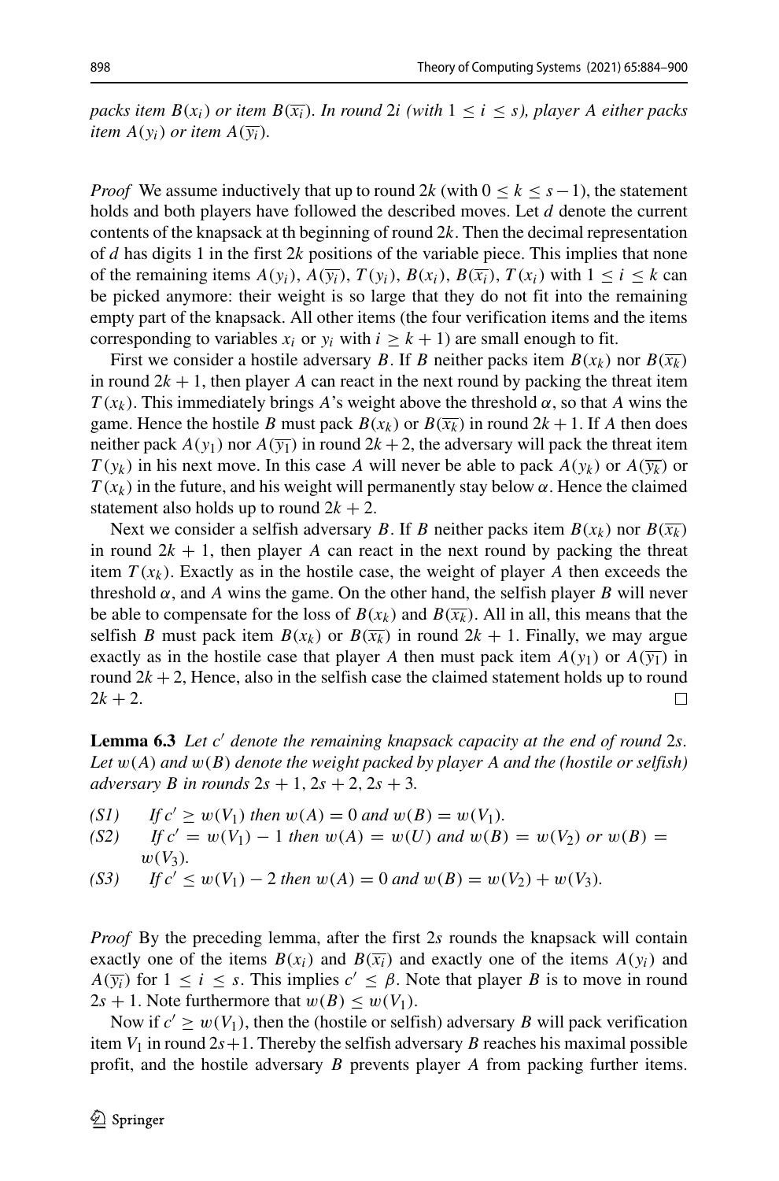*packs item $B(x_i)$ or item $B(\overline{x_i})$. In round $2i$ (with $1 \le i \le s$), player A either packs item $A(y_i)$ or item $A(\overline{y_i})$.*

*Proof* We assume inductively that up to round $2k$ (with $0 \le k \le s-1$), the statement holds and both players have followed the described moves. Let $d$ denote the current contents of the knapsack at th beginning of round $2k$. Then the decimal representation of $d$ has digits 1 in the first $2k$ positions of the variable piece. This implies that none of the remaining items $A(y_i)$, $A(\overline{y_i})$, $T(y_i)$, $B(x_i)$, $B(\overline{x_i})$, $T(x_i)$ with $1 \le i \le k$ can be picked anymore: their weight is so large that they do not fit into the remaining empty part of the knapsack. All other items (the four verification items and the items corresponding to variables $x_i$ or $y_i$ with $i \ge k+1$) are small enough to fit.

First we consider a hostile adversary $B$. If $B$ neither packs item $B(x_k)$ nor $B(\overline{x_k})$ in round $2k+1$, then player $A$ can react in the next round by packing the threat item $T(x_k)$. This immediately brings $A$'s weight above the threshold $\alpha$, so that $A$ wins the game. Hence the hostile $B$ must pack $B(x_k)$ or $B(\overline{x_k})$ in round $2k+1$. If $A$ then does neither pack $A(y_1)$ nor $A(\overline{y_1})$ in round $2k+2$, the adversary will pack the threat item $T(y_k)$ in his next move. In this case $A$ will never be able to pack $A(y_k)$ or $A(\overline{y_k})$ or $T(x_k)$ in the future, and his weight will permanently stay below $\alpha$. Hence the claimed statement also holds up to round $2k+2$.

Next we consider a selfish adversary $B$. If $B$ neither packs item $B(x_k)$ nor $B(\overline{x_k})$ in round $2k+1$, then player $A$ can react in the next round by packing the threat item $T(x_k)$. Exactly as in the hostile case, the weight of player $A$ then exceeds the threshold $\alpha$, and $A$ wins the game. On the other hand, the selfish player $B$ will never be able to compensate for the loss of $B(x_k)$ and $B(\overline{x_k})$. All in all, this means that the selfish $B$ must pack item $B(x_k)$ or $B(\overline{x_k})$ in round $2k+1$. Finally, we may argue exactly as in the hostile case that player $A$ then must pack item $A(y_1)$ or $A(\overline{y_1})$ in round $2k+2$, Hence, also in the selfish case the claimed statement holds up to round $2k+2$. □

**Lemma 6.3** *Let $c'$ denote the remaining knapsack capacity at the end of round $2s$. Let $w(A)$ and $w(B)$ denote the weight packed by player A and the (hostile or selfish) adversary B in rounds $2s+1, 2s+2, 2s+3$.*

*(S1) If $c' \ge w(V_1)$ then $w(A) = 0$ and $w(B) = w(V_1)$.*

*(S2) If $c' = w(V_1) - 1$ then $w(A) = w(U)$ and $w(B) = w(V_2)$ or $w(B) = w(V_3)$.*

*(S3) If $c' \le w(V_1) - 2$ then $w(A) = 0$ and $w(B) = w(V_2) + w(V_3)$.*

*Proof* By the preceding lemma, after the first $2s$ rounds the knapsack will contain exactly one of the items $B(x_i)$ and $B(\overline{x_i})$ and exactly one of the items $A(y_i)$ and $A(\overline{y_i})$ for $1 \le i \le s$. This implies $c' \le \beta$. Note that player $B$ is to move in round $2s+1$. Note furthermore that $w(B) \le w(V_1)$.

Now if $c' \ge w(V_1)$, then the (hostile or selfish) adversary $B$ will pack verification item $V_1$ in round $2s+1$. Thereby the selfish adversary $B$ reaches his maximal possible profit, and the hostile adversary $B$ prevents player $A$ from packing further items.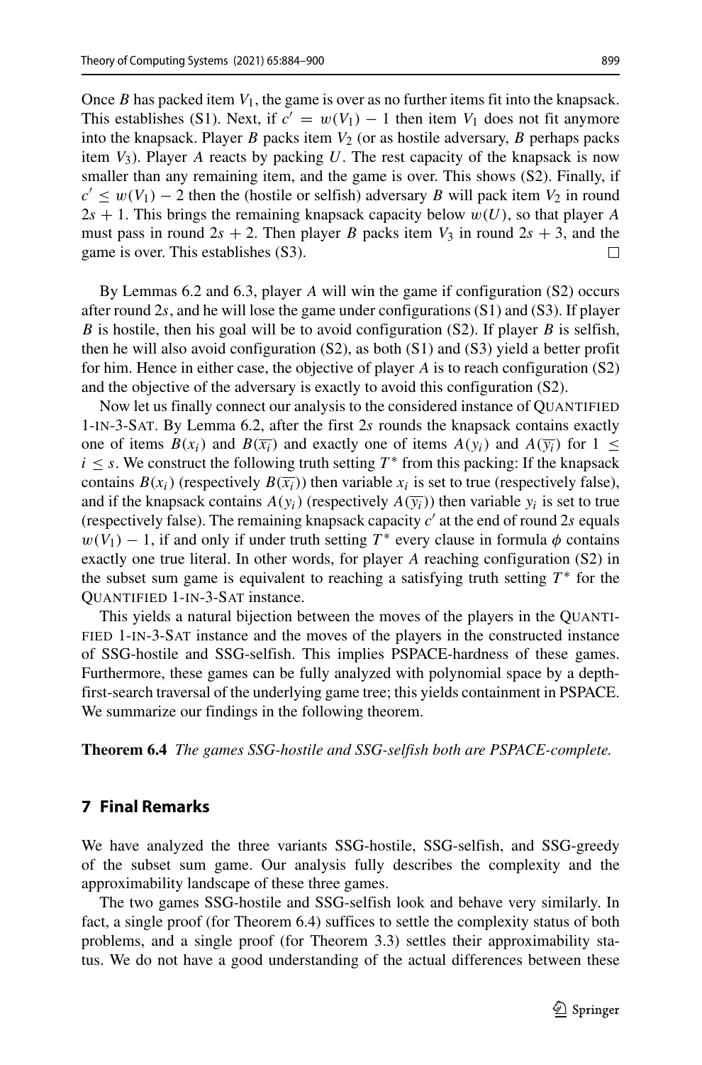Once $B$ has packed item $V_1$, the game is over as no further items fit into the knapsack. This establishes (S1). Next, if $c' = w(V_1) - 1$ then item $V_1$ does not fit anymore into the knapsack. Player $B$ packs item $V_2$ (or as hostile adversary, $B$ perhaps packs item $V_3$). Player $A$ reacts by packing $U$. The rest capacity of the knapsack is now smaller than any remaining item, and the game is over. This shows (S2). Finally, if $c' \leq w(V_1) - 2$ then the (hostile or selfish) adversary $B$ will pack item $V_2$ in round $2s + 1$. This brings the remaining knapsack capacity below $w(U)$, so that player $A$ must pass in round $2s + 2$. Then player $B$ packs item $V_3$ in round $2s + 3$, and the game is over. This establishes (S3). □

By Lemmas 6.2 and 6.3, player $A$ will win the game if configuration (S2) occurs after round $2s$, and he will lose the game under configurations (S1) and (S3). If player $B$ is hostile, then his goal will be to avoid configuration (S2). If player $B$ is selfish, then he will also avoid configuration (S2), as both (S1) and (S3) yield a better profit for him. Hence in either case, the objective of player $A$ is to reach configuration (S2) and the objective of the adversary is exactly to avoid this configuration (S2).

Now let us finally connect our analysis to the considered instance of QUANTIFIED 1-IN-3-SAT. By Lemma 6.2, after the first $2s$ rounds the knapsack contains exactly one of items $B(x_i)$ and $B(\overline{x_i})$ and exactly one of items $A(y_i)$ and $A(\overline{y_i})$ for $1 \leq i \leq s$. We construct the following truth setting $T^*$ from this packing: If the knapsack contains $B(x_i)$ (respectively $B(\overline{x_i})$) then variable $x_i$ is set to true (respectively false), and if the knapsack contains $A(y_i)$ (respectively $A(\overline{y_i})$) then variable $y_i$ is set to true (respectively false). The remaining knapsack capacity $c'$ at the end of round $2s$ equals $w(V_1) - 1$, if and only if under truth setting $T^*$ every clause in formula $\phi$ contains exactly one true literal. In other words, for player $A$ reaching configuration (S2) in the subset sum game is equivalent to reaching a satisfying truth setting $T^*$ for the QUANTIFIED 1-IN-3-SAT instance.

This yields a natural bijection between the moves of the players in the QUANTIFIED 1-IN-3-SAT instance and the moves of the players in the constructed instance of SSG-hostile and SSG-selfish. This implies PSPACE-hardness of these games. Furthermore, these games can be fully analyzed with polynomial space by a depth-first-search traversal of the underlying game tree; this yields containment in PSPACE. We summarize our findings in the following theorem.

**Theorem 6.4** *The games SSG-hostile and SSG-selfish both are PSPACE-complete.*

## 7 Final Remarks

We have analyzed the three variants SSG-hostile, SSG-selfish, and SSG-greedy of the subset sum game. Our analysis fully describes the complexity and the approximability landscape of these three games.

The two games SSG-hostile and SSG-selfish look and behave very similarly. In fact, a single proof (for Theorem 6.4) suffices to settle the complexity status of both problems, and a single proof (for Theorem 3.3) settles their approximability status. We do not have a good understanding of the actual differences between these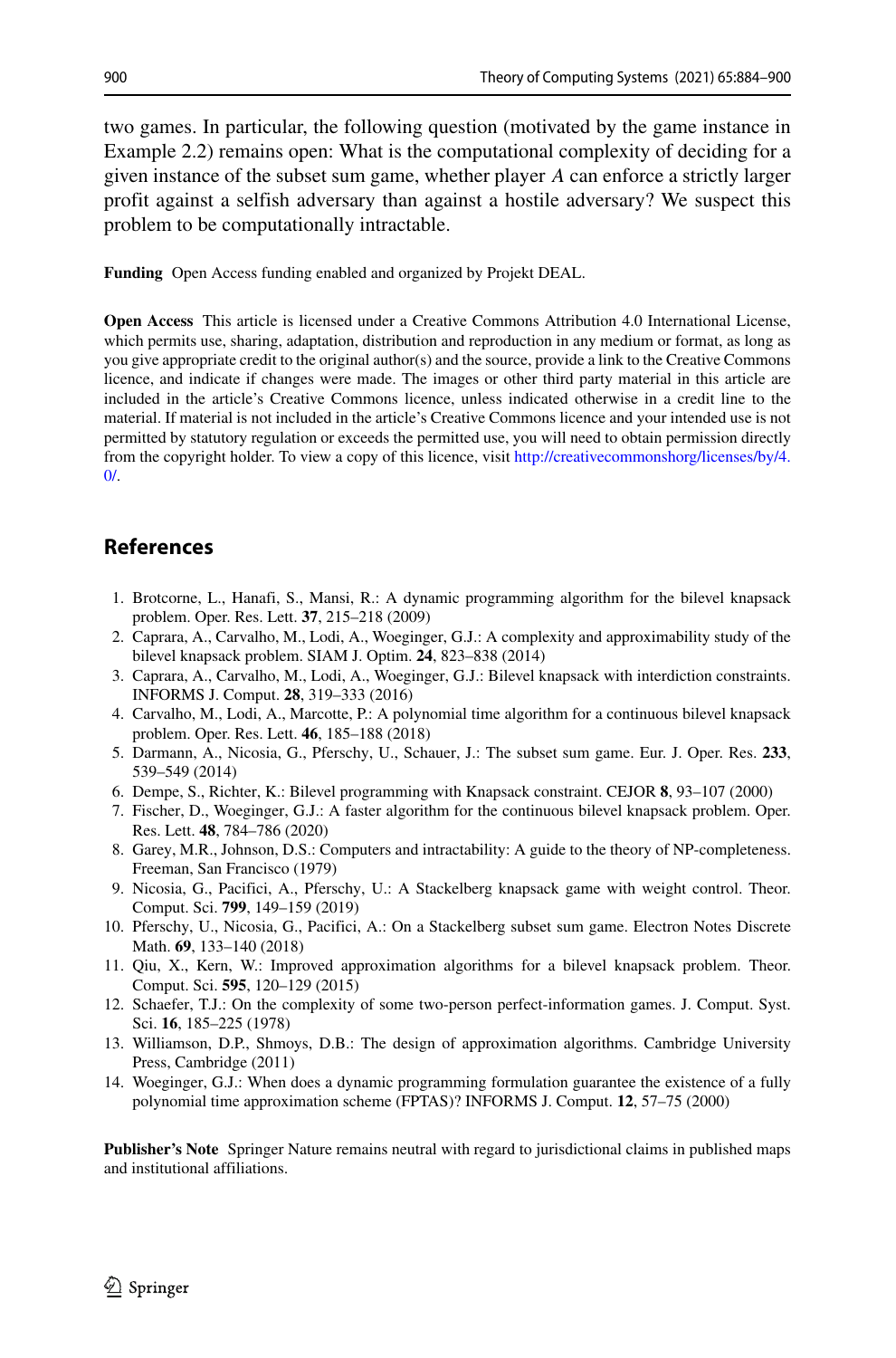two games. In particular, the following question (motivated by the game instance in Example 2.2) remains open: What is the computational complexity of deciding for a given instance of the subset sum game, whether player $A$ can enforce a strictly larger profit against a selfish adversary than against a hostile adversary? We suspect this problem to be computationally intractable.

**Funding** Open Access funding enabled and organized by Projekt DEAL.

**Open Access** This article is licensed under a Creative Commons Attribution 4.0 International License, which permits use, sharing, adaptation, distribution and reproduction in any medium or format, as long as you give appropriate credit to the original author(s) and the source, provide a link to the Creative Commons licence, and indicate if changes were made. The images or other third party material in this article are included in the article's Creative Commons licence, unless indicated otherwise in a credit line to the material. If material is not included in the article's Creative Commons licence and your intended use is not permitted by statutory regulation or exceeds the permitted use, you will need to obtain permission directly from the copyright holder. To view a copy of this licence, visit http://creativecommonshorg/licenses/by/4.0/.

## References

1. Brotcorne, L., Hanafi, S., Mansi, R.: A dynamic programming algorithm for the bilevel knapsack problem. Oper. Res. Lett. **37**, 215–218 (2009)
2. Caprara, A., Carvalho, M., Lodi, A., Woeginger, G.J.: A complexity and approximability study of the bilevel knapsack problem. SIAM J. Optim. **24**, 823–838 (2014)
3. Caprara, A., Carvalho, M., Lodi, A., Woeginger, G.J.: Bilevel knapsack with interdiction constraints. INFORMS J. Comput. **28**, 319–333 (2016)
4. Carvalho, M., Lodi, A., Marcotte, P.: A polynomial time algorithm for a continuous bilevel knapsack problem. Oper. Res. Lett. **46**, 185–188 (2018)
5. Darmann, A., Nicosia, G., Pferschy, U., Schauer, J.: The subset sum game. Eur. J. Oper. Res. **233**, 539–549 (2014)
6. Dempe, S., Richter, K.: Bilevel programming with Knapsack constraint. CEJOR **8**, 93–107 (2000)
7. Fischer, D., Woeginger, G.J.: A faster algorithm for the continuous bilevel knapsack problem. Oper. Res. Lett. **48**, 784–786 (2020)
8. Garey, M.R., Johnson, D.S.: Computers and intractability: A guide to the theory of NP-completeness. Freeman, San Francisco (1979)
9. Nicosia, G., Pacifici, A., Pferschy, U.: A Stackelberg knapsack game with weight control. Theor. Comput. Sci. **799**, 149–159 (2019)
10. Pferschy, U., Nicosia, G., Pacifici, A.: On a Stackelberg subset sum game. Electron Notes Discrete Math. **69**, 133–140 (2018)
11. Qiu, X., Kern, W.: Improved approximation algorithms for a bilevel knapsack problem. Theor. Comput. Sci. **595**, 120–129 (2015)
12. Schaefer, T.J.: On the complexity of some two-person perfect-information games. J. Comput. Syst. Sci. **16**, 185–225 (1978)
13. Williamson, D.P., Shmoys, D.B.: The design of approximation algorithms. Cambridge University Press, Cambridge (2011)
14. Woeginger, G.J.: When does a dynamic programming formulation guarantee the existence of a fully polynomial time approximation scheme (FPTAS)? INFORMS J. Comput. **12**, 57–75 (2000)

**Publisher's Note** Springer Nature remains neutral with regard to jurisdictional claims in published maps and institutional affiliations.